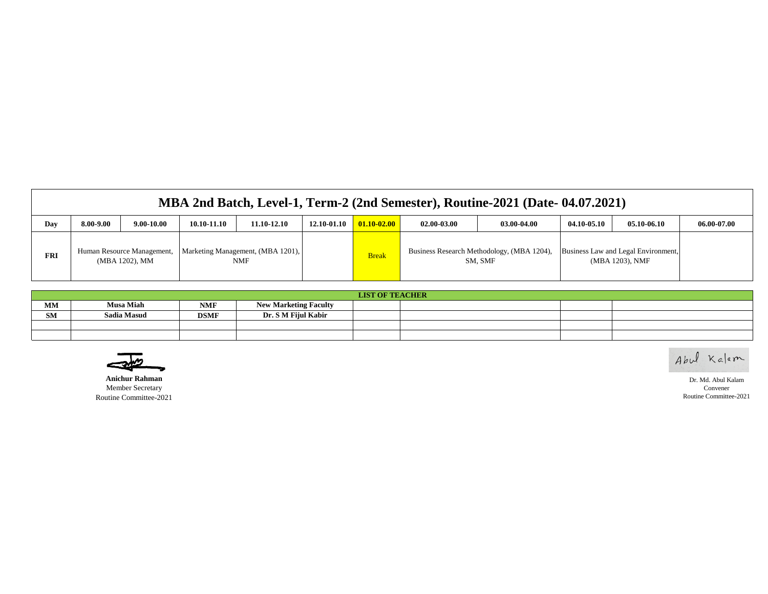# MBA 2nd Batch, Level-1, Term-2 (2nd Semester), Routine-2021 (Date- 04.07.2021)

| Day | 8.00-9.00 | 9.00-10.00 | 10.10-11.10 | 11.10-12.10 | 12.10-01.10 | 01.10-02.00 | 02.00-03.00 | 03.00-04.00 | 04.10-05.10 | 05.10-06.10 | 06.00-07.00 |
|---|---|---|---|---|---|---|---|---|---|---|---|
| FRI | Human Resource Management, (MBA 1202), MM | | Marketing Management, (MBA 1201), NMF | | | Break | Business Research Methodology, (MBA 1204), SM, SMF | | Business Law and Legal Environment, (MBA 1203), NMF | | |

| LIST OF TEACHER | | | | | | | |
|---|---|---|---|---|---|---|---|
| MM | Musa Miah | NMF | New Marketing Faculty | | | | |
| SM | Sadia Masud | DSMF | Dr. S M Fijul Kabir | | | | |
| | | | | | | | |
| | | | | | | | |

**Anichur Rahman**
Member Secretary
Routine Committee-2021

Abul Kalam

Dr. Md. Abul Kalam
Convener
Routine Committee-2021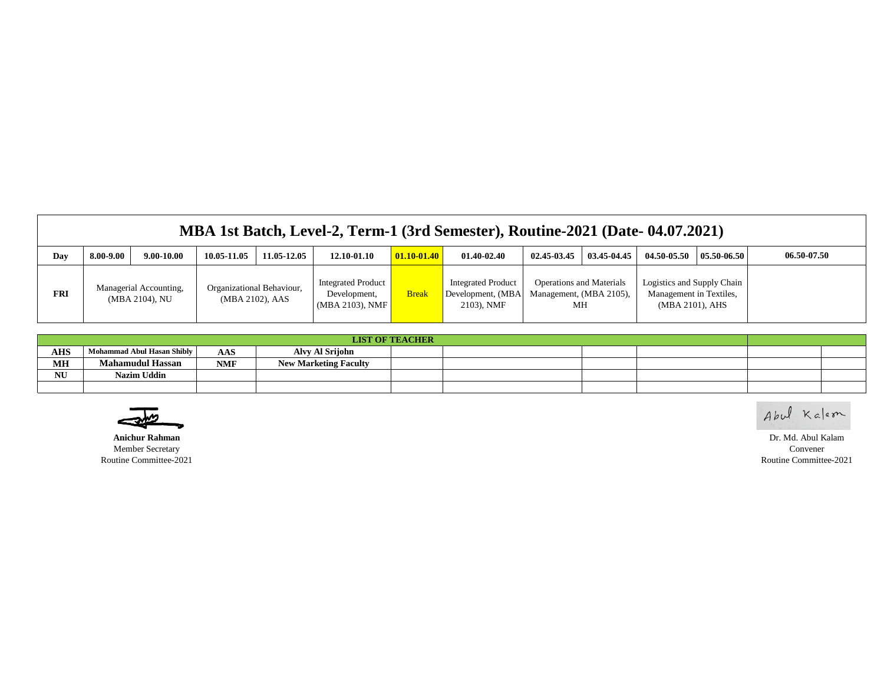# MBA 1st Batch, Level-2, Term-1 (3rd Semester), Routine-2021 (Date- 04.07.2021)

| Day | 8.00-9.00 | 9.00-10.00 | 10.05-11.05 | 11.05-12.05 | 12.10-01.10 | 01.10-01.40 | 01.40-02.40 | 02.45-03.45 | 03.45-04.45 | 04.50-05.50 | 05.50-06.50 | 06.50-07.50 |
|---|---|---|---|---|---|---|---|---|---|---|---|---|
| FRI | Managerial Accounting, (MBA 2104), NU | | Organizational Behaviour, (MBA 2102), AAS | | Integrated Product Development, (MBA 2103), NMF | Break | Integrated Product Development, (MBA 2103), NMF | Operations and Materials Management, (MBA 2105), MH | | Logistics and Supply Chain Management in Textiles, (MBA 2101), AHS | | |

| LIST OF TEACHER | | | |
|---|---|---|---|
| AHS | Mohammad Abul Hasan Shibly | AAS | Alvy Al Srijohn |
| MH | Mahamudul Hassan | NMF | New Marketing Faculty |
| NU | Nazim Uddin | | |

**Anichur Rahman**
Member Secretary
Routine Committee-2021

Dr. Md. Abul Kalam
Convener
Routine Committee-2021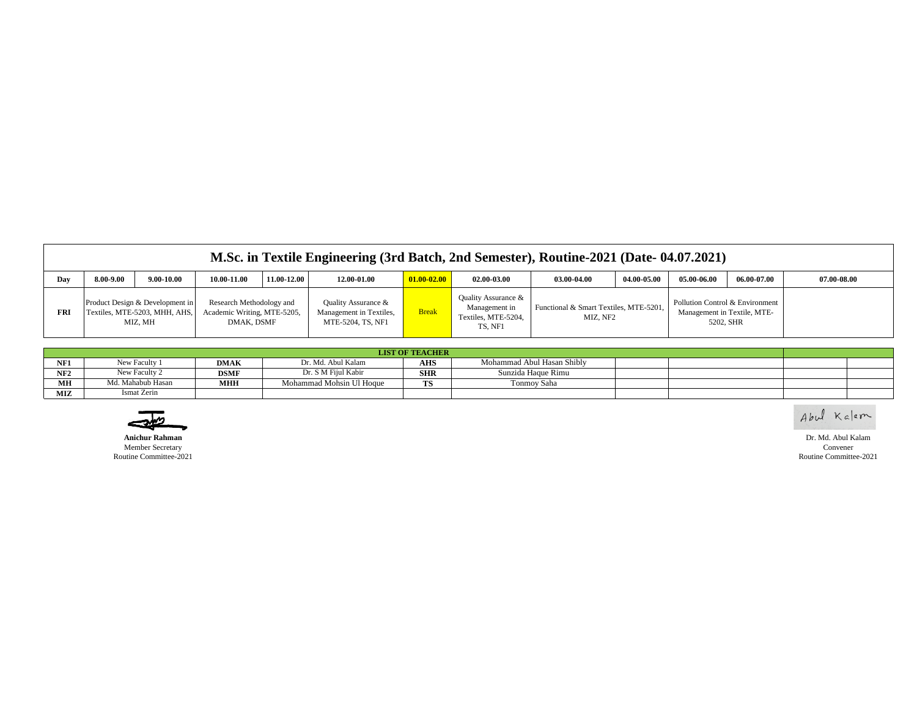# M.Sc. in Textile Engineering (3rd Batch, 2nd Semester), Routine-2021 (Date- 04.07.2021)

| Day | 8.00-9.00 | 9.00-10.00 | 10.00-11.00 | 11.00-12.00 | 12.00-01.00 | 01.00-02.00 | 02.00-03.00 | 03.00-04.00 | 04.00-05.00 | 05.00-06.00 | 06.00-07.00 | 07.00-08.00 |
|---|---|---|---|---|---|---|---|---|---|---|---|---|
| FRI | Product Design & Development in Textiles, MTE-5203, MHH, AHS, MIZ, MH | | Research Methodology and Academic Writing, MTE-5205, DMAK, DSMF | | Quality Assurance & Management in Textiles, MTE-5204, TS, NF1 | Break | Quality Assurance & Management in Textiles, MTE-5204, TS, NF1 | Functional & Smart Textiles, MTE-5201, MIZ, NF2 | | Pollution Control & Environment Management in Textile, MTE-5202, SHR | | |

**LIST OF TEACHER**

| | | | | | |
|---|---|---|---|---|---|
| **NF1** | New Faculty 1 | **DMAK** | Dr. Md. Abul Kalam | **AHS** | Mohammad Abul Hasan Shibly |
| **NF2** | New Faculty 2 | **DSMF** | Dr. S M Fijul Kabir | **SHR** | Sunzida Haque Rimu |
| **MH** | Md. Mahabub Hasan | **MHH** | Mohammad Mohsin Ul Hoque | **TS** | Tonmoy Saha |
| **MIZ** | Ismat Zerin | | | | |

**Anichur Rahman**
Member Secretary
Routine Committee-2021

Abul Kalam

Dr. Md. Abul Kalam
Convener
Routine Committee-2021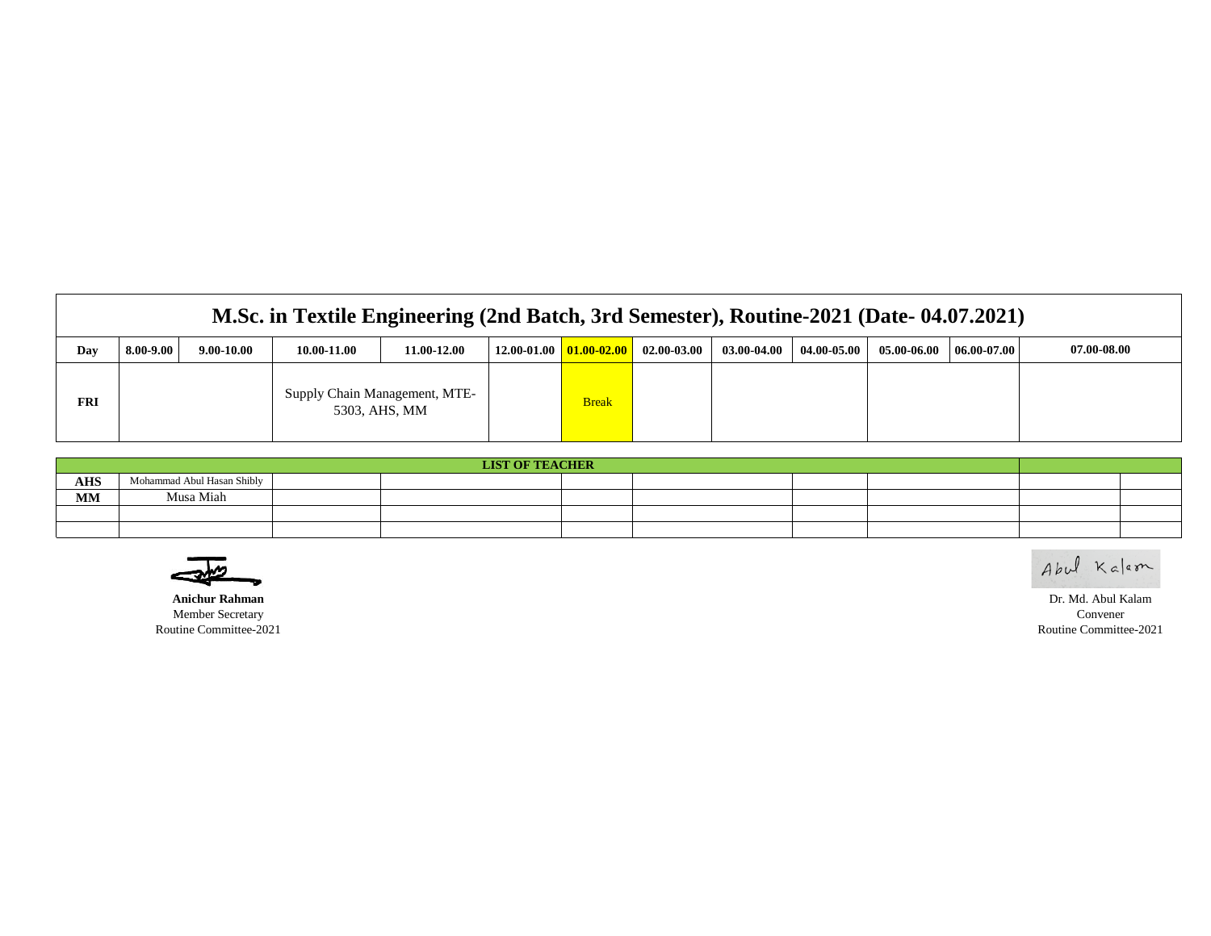# M.Sc. in Textile Engineering (2nd Batch, 3rd Semester), Routine-2021 (Date- 04.07.2021)

| Day | 8.00-9.00 | 9.00-10.00 | 10.00-11.00 | 11.00-12.00 | 12.00-01.00 | 01.00-02.00 | 02.00-03.00 | 03.00-04.00 | 04.00-05.00 | 05.00-06.00 | 06.00-07.00 | 07.00-08.00 |
|---|---|---|---|---|---|---|---|---|---|---|---|---|
| FRI | | | Supply Chain Management, MTE-5303, AHS, MM | | | Break | | | | | | |

| LIST OF TEACHER | |
|---|---|
| AHS | Mohammad Abul Hasan Shibly |
| MM | Musa Miah |

**Anichur Rahman**
Member Secretary
Routine Committee-2021

Abul Kalam

Dr. Md. Abul Kalam
Convener
Routine Committee-2021